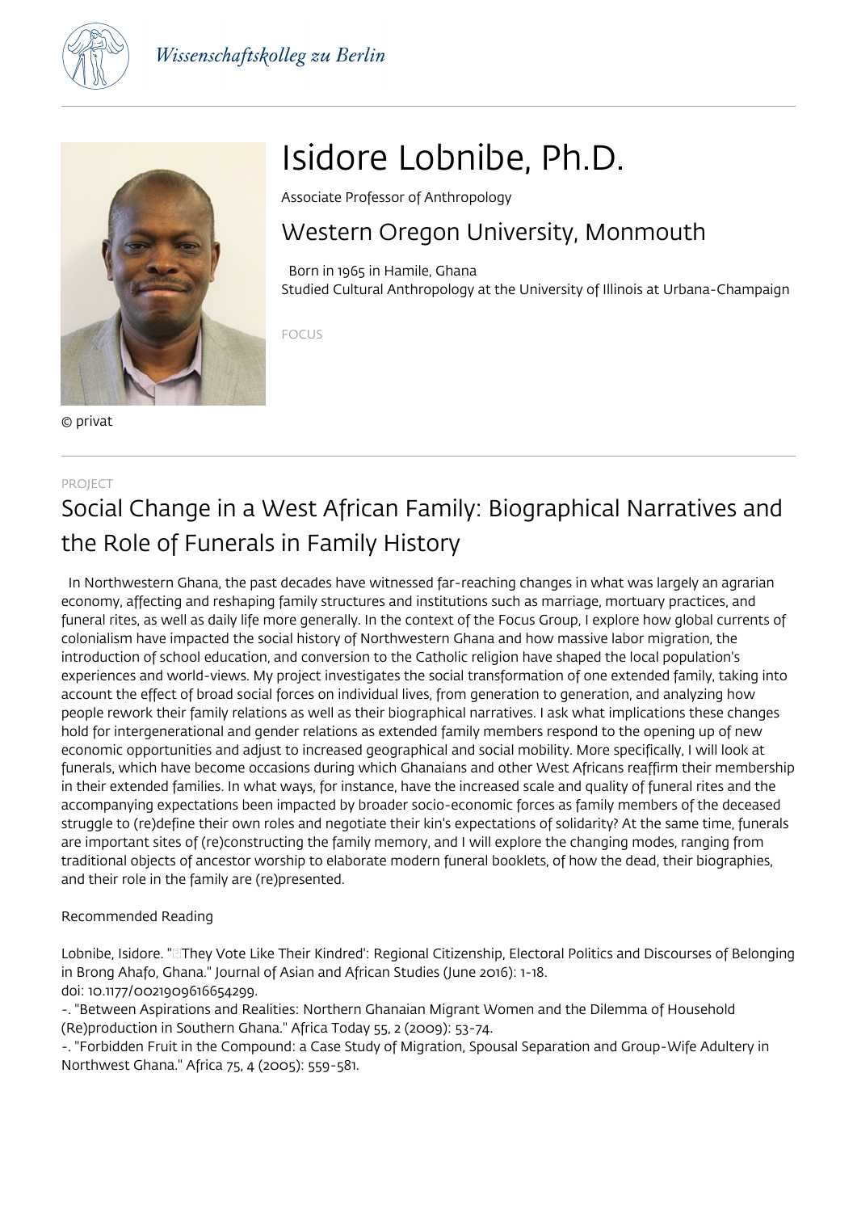# Isidore Lobnibe, Ph.D.

Associate Professor of Anthropology

## Western Oregon University, Monmouth

Born in 1965 in Hamile, Ghana
Studied Cultural Anthropology at the University of Illinois at Urbana-Champaign

FOCUS

© privat

PROJECT

## Social Change in a West African Family: Biographical Narratives and the Role of Funerals in Family History

In Northwestern Ghana, the past decades have witnessed far-reaching changes in what was largely an agrarian economy, affecting and reshaping family structures and institutions such as marriage, mortuary practices, and funeral rites, as well as daily life more generally. In the context of the Focus Group, I explore how global currents of colonialism have impacted the social history of Northwestern Ghana and how massive labor migration, the introduction of school education, and conversion to the Catholic religion have shaped the local population's experiences and world-views. My project investigates the social transformation of one extended family, taking into account the effect of broad social forces on individual lives, from generation to generation, and analyzing how people rework their family relations as well as their biographical narratives. I ask what implications these changes hold for intergenerational and gender relations as extended family members respond to the opening up of new economic opportunities and adjust to increased geographical and social mobility. More specifically, I will look at funerals, which have become occasions during which Ghanaians and other West Africans reaffirm their membership in their extended families. In what ways, for instance, have the increased scale and quality of funeral rites and the accompanying expectations been impacted by broader socio-economic forces as family members of the deceased struggle to (re)define their own roles and negotiate their kin's expectations of solidarity? At the same time, funerals are important sites of (re)constructing the family memory, and I will explore the changing modes, ranging from traditional objects of ancestor worship to elaborate modern funeral booklets, of how the dead, their biographies, and their role in the family are (re)presented.

Recommended Reading

Lobnibe, Isidore. "'They Vote Like Their Kindred': Regional Citizenship, Electoral Politics and Discourses of Belonging in Brong Ahafo, Ghana." Journal of Asian and African Studies (June 2016): 1-18.
doi: 10.1177/0021909616654299.

-. "Between Aspirations and Realities: Northern Ghanaian Migrant Women and the Dilemma of Household (Re)production in Southern Ghana." Africa Today 55, 2 (2009): 53-74.

-. "Forbidden Fruit in the Compound: a Case Study of Migration, Spousal Separation and Group-Wife Adultery in Northwest Ghana." Africa 75, 4 (2005): 559-581.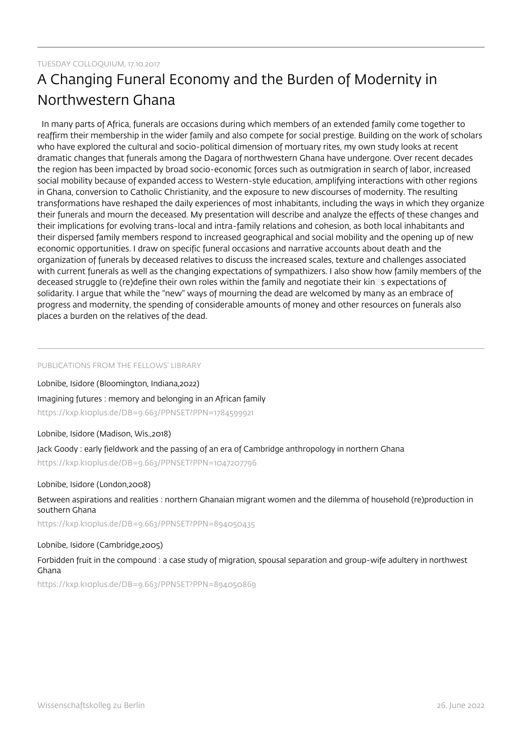TUESDAY COLLOQUIUM, 17.10.2017

# A Changing Funeral Economy and the Burden of Modernity in Northwestern Ghana

In many parts of Africa, funerals are occasions during which members of an extended family come together to reaffirm their membership in the wider family and also compete for social prestige. Building on the work of scholars who have explored the cultural and socio-political dimension of mortuary rites, my own study looks at recent dramatic changes that funerals among the Dagara of northwestern Ghana have undergone. Over recent decades the region has been impacted by broad socio-economic forces such as outmigration in search of labor, increased social mobility because of expanded access to Western-style education, amplifying interactions with other regions in Ghana, conversion to Catholic Christianity, and the exposure to new discourses of modernity. The resulting transformations have reshaped the daily experiences of most inhabitants, including the ways in which they organize their funerals and mourn the deceased. My presentation will describe and analyze the effects of these changes and their implications for evolving trans-local and intra-family relations and cohesion, as both local inhabitants and their dispersed family members respond to increased geographical and social mobility and the opening up of new economic opportunities. I draw on specific funeral occasions and narrative accounts about death and the organization of funerals by deceased relatives to discuss the increased scales, texture and challenges associated with current funerals as well as the changing expectations of sympathizers. I also show how family members of the deceased struggle to (re)define their own roles within the family and negotiate their kin�s expectations of solidarity. I argue that while the "new" ways of mourning the dead are welcomed by many as an embrace of progress and modernity, the spending of considerable amounts of money and other resources on funerals also places a burden on the relatives of the dead.

PUBLICATIONS FROM THE FELLOWS' LIBRARY

Lobnibe, Isidore (Bloomington, Indiana,2022)

Imagining futures : memory and belonging in an African family

https://kxp.k10plus.de/DB=9.663/PPNSET?PPN=1784599921

Lobnibe, Isidore (Madison, Wis.,2018)

Jack Goody : early fieldwork and the passing of an era of Cambridge anthropology in northern Ghana

https://kxp.k10plus.de/DB=9.663/PPNSET?PPN=1047207796

Lobnibe, Isidore (London,2008)

Between aspirations and realities : northern Ghanaian migrant women and the dilemma of household (re)production in southern Ghana

https://kxp.k10plus.de/DB=9.663/PPNSET?PPN=894050435

Lobnibe, Isidore (Cambridge,2005)

Forbidden fruit in the compound : a case study of migration, spousal separation and group-wife adultery in northwest Ghana

https://kxp.k10plus.de/DB=9.663/PPNSET?PPN=894050869